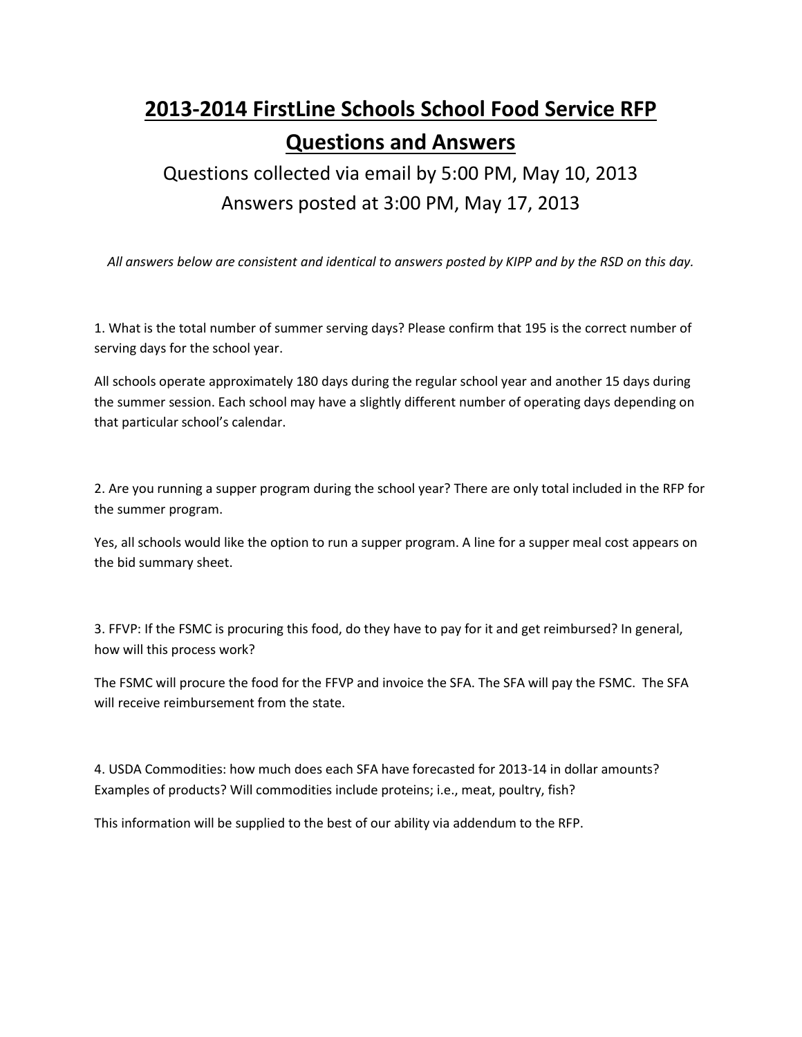# 2013-2014 FirstLine Schools School Food Service RFP Questions and Answers

Questions collected via email by 5:00 PM, May 10, 2013

Answers posted at 3:00 PM, May 17, 2013

*All answers below are consistent and identical to answers posted by KIPP and by the RSD on this day.*

1. What is the total number of summer serving days? Please confirm that 195 is the correct number of serving days for the school year.

All schools operate approximately 180 days during the regular school year and another 15 days during the summer session. Each school may have a slightly different number of operating days depending on that particular school's calendar.

2. Are you running a supper program during the school year? There are only total included in the RFP for the summer program.

Yes, all schools would like the option to run a supper program. A line for a supper meal cost appears on the bid summary sheet.

3. FFVP: If the FSMC is procuring this food, do they have to pay for it and get reimbursed? In general, how will this process work?

The FSMC will procure the food for the FFVP and invoice the SFA. The SFA will pay the FSMC. The SFA will receive reimbursement from the state.

4. USDA Commodities: how much does each SFA have forecasted for 2013-14 in dollar amounts? Examples of products? Will commodities include proteins; i.e., meat, poultry, fish?

This information will be supplied to the best of our ability via addendum to the RFP.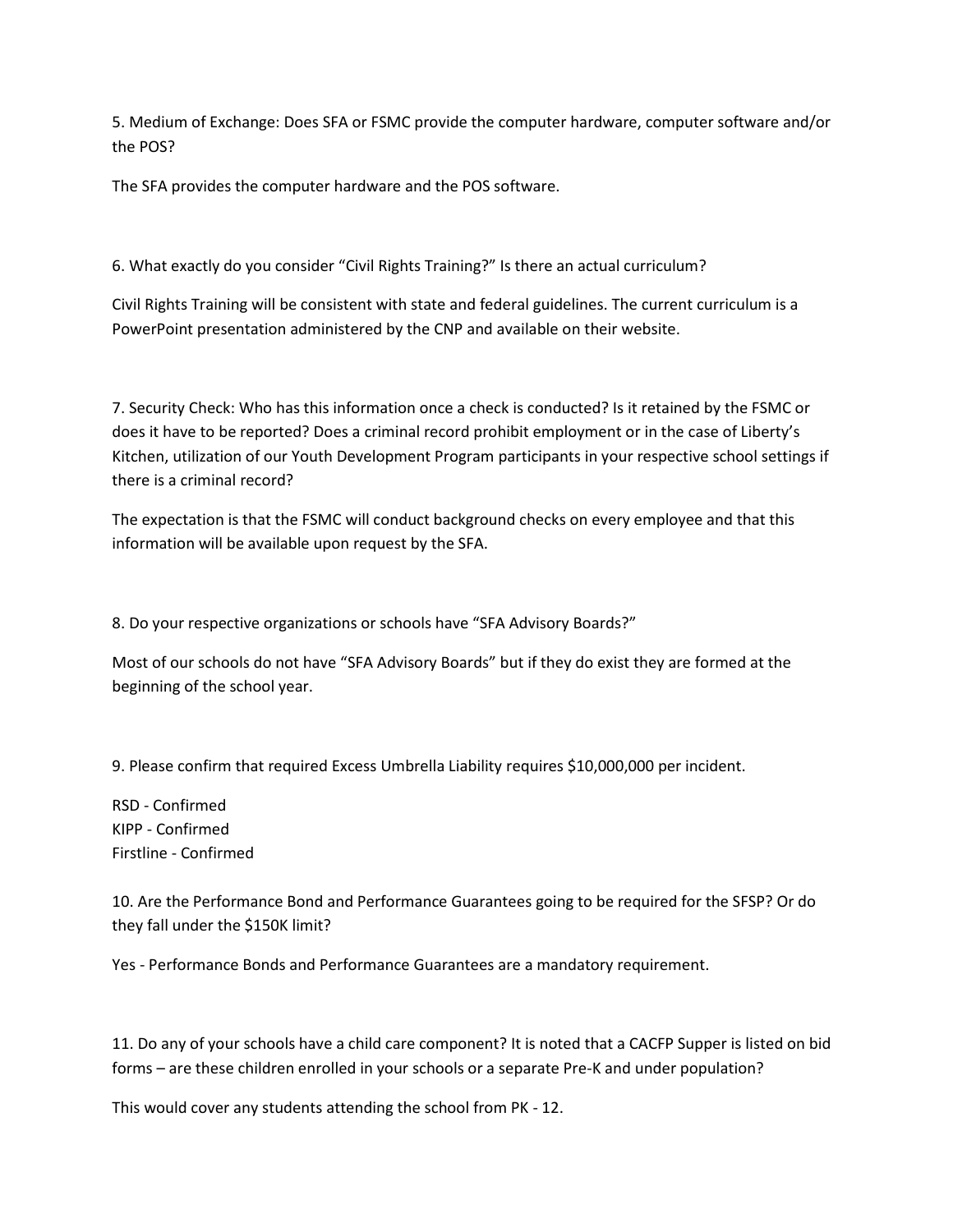5. Medium of Exchange: Does SFA or FSMC provide the computer hardware, computer software and/or the POS?

The SFA provides the computer hardware and the POS software.

6. What exactly do you consider "Civil Rights Training?" Is there an actual curriculum?

Civil Rights Training will be consistent with state and federal guidelines. The current curriculum is a PowerPoint presentation administered by the CNP and available on their website.

7. Security Check: Who has this information once a check is conducted? Is it retained by the FSMC or does it have to be reported? Does a criminal record prohibit employment or in the case of Liberty's Kitchen, utilization of our Youth Development Program participants in your respective school settings if there is a criminal record?

The expectation is that the FSMC will conduct background checks on every employee and that this information will be available upon request by the SFA.

8. Do your respective organizations or schools have "SFA Advisory Boards?"

Most of our schools do not have "SFA Advisory Boards" but if they do exist they are formed at the beginning of the school year.

9. Please confirm that required Excess Umbrella Liability requires $10,000,000 per incident.

RSD - Confirmed
KIPP - Confirmed
Firstline - Confirmed

10. Are the Performance Bond and Performance Guarantees going to be required for the SFSP? Or do they fall under the $150K limit?

Yes - Performance Bonds and Performance Guarantees are a mandatory requirement.

11. Do any of your schools have a child care component? It is noted that a CACFP Supper is listed on bid forms – are these children enrolled in your schools or a separate Pre-K and under population?

This would cover any students attending the school from PK - 12.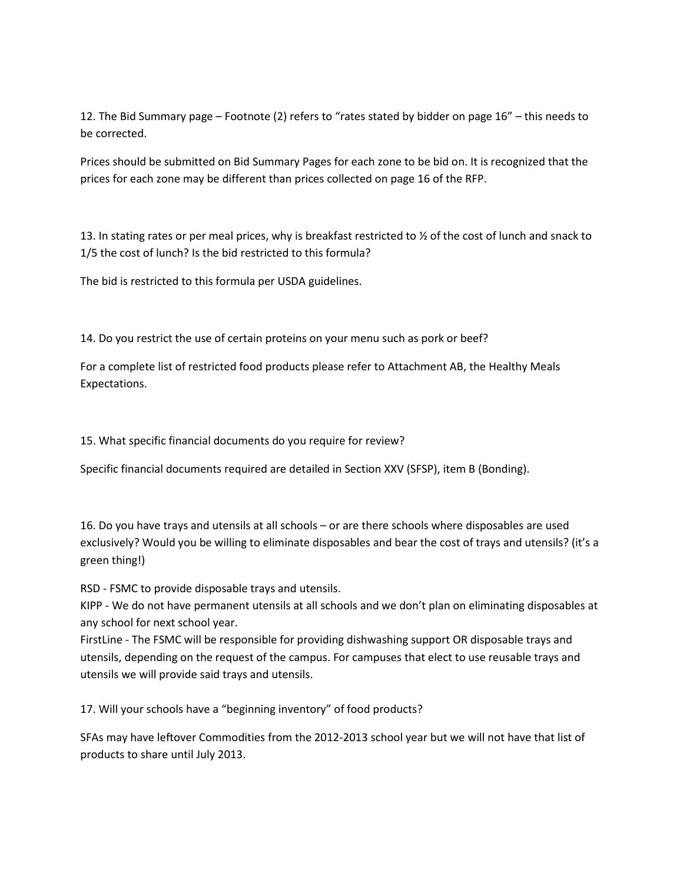12. The Bid Summary page – Footnote (2) refers to "rates stated by bidder on page 16" – this needs to be corrected.

Prices should be submitted on Bid Summary Pages for each zone to be bid on. It is recognized that the prices for each zone may be different than prices collected on page 16 of the RFP.

13. In stating rates or per meal prices, why is breakfast restricted to ½ of the cost of lunch and snack to 1/5 the cost of lunch? Is the bid restricted to this formula?

The bid is restricted to this formula per USDA guidelines.

14. Do you restrict the use of certain proteins on your menu such as pork or beef?

For a complete list of restricted food products please refer to Attachment AB, the Healthy Meals Expectations.

15. What specific financial documents do you require for review?

Specific financial documents required are detailed in Section XXV (SFSP), item B (Bonding).

16. Do you have trays and utensils at all schools – or are there schools where disposables are used exclusively? Would you be willing to eliminate disposables and bear the cost of trays and utensils? (it's a green thing!)

RSD - FSMC to provide disposable trays and utensils.
KIPP - We do not have permanent utensils at all schools and we don't plan on eliminating disposables at any school for next school year.
FirstLine - The FSMC will be responsible for providing dishwashing support OR disposable trays and utensils, depending on the request of the campus. For campuses that elect to use reusable trays and utensils we will provide said trays and utensils.

17. Will your schools have a "beginning inventory" of food products?

SFAs may have leftover Commodities from the 2012-2013 school year but we will not have that list of products to share until July 2013.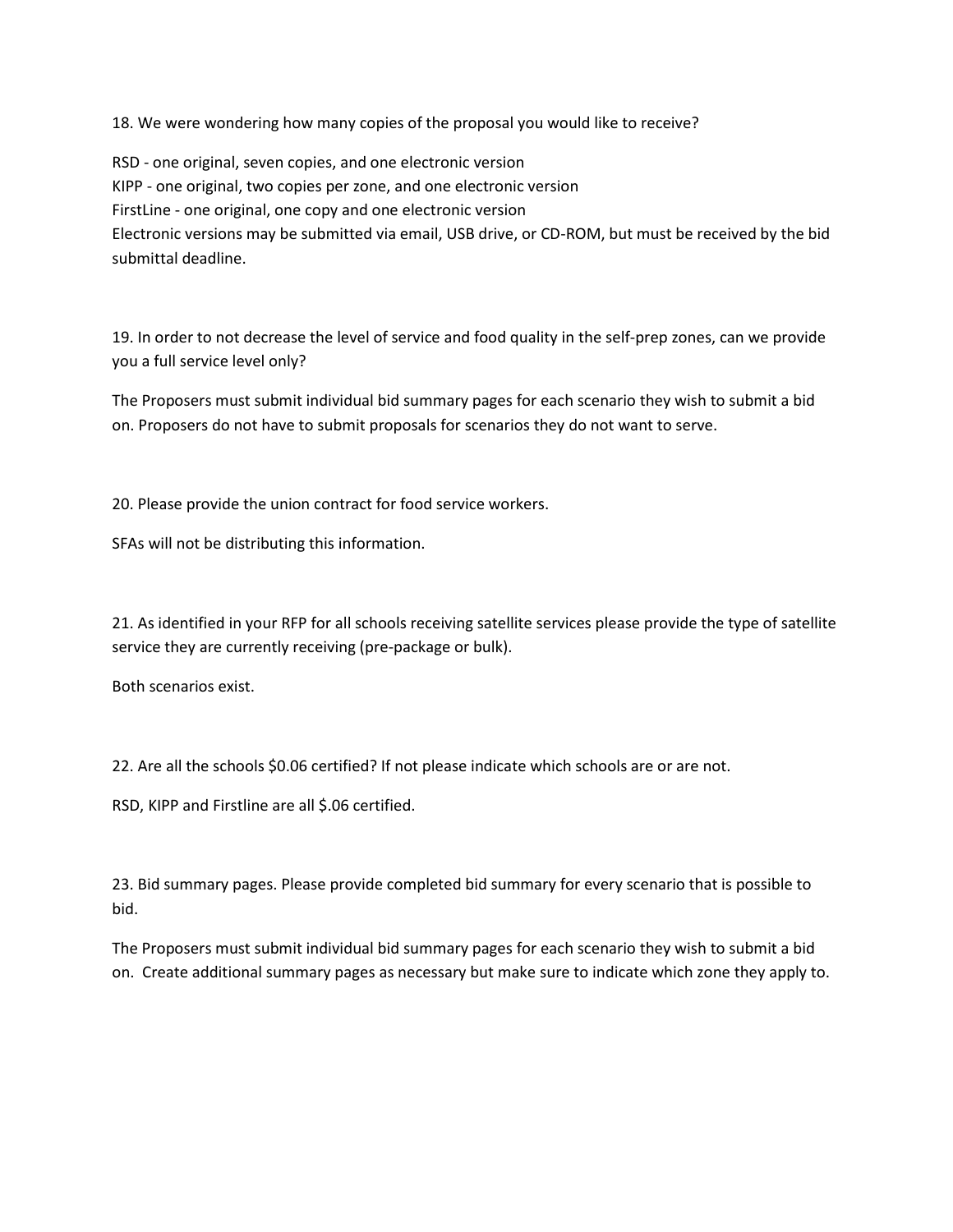18. We were wondering how many copies of the proposal you would like to receive?

RSD - one original, seven copies, and one electronic version
KIPP - one original, two copies per zone, and one electronic version
FirstLine - one original, one copy and one electronic version
Electronic versions may be submitted via email, USB drive, or CD-ROM, but must be received by the bid submittal deadline.

19. In order to not decrease the level of service and food quality in the self-prep zones, can we provide you a full service level only?

The Proposers must submit individual bid summary pages for each scenario they wish to submit a bid on. Proposers do not have to submit proposals for scenarios they do not want to serve.

20. Please provide the union contract for food service workers.

SFAs will not be distributing this information.

21. As identified in your RFP for all schools receiving satellite services please provide the type of satellite service they are currently receiving (pre-package or bulk).

Both scenarios exist.

22. Are all the schools $0.06 certified? If not please indicate which schools are or are not.

RSD, KIPP and Firstline are all $.06 certified.

23. Bid summary pages. Please provide completed bid summary for every scenario that is possible to bid.

The Proposers must submit individual bid summary pages for each scenario they wish to submit a bid on. Create additional summary pages as necessary but make sure to indicate which zone they apply to.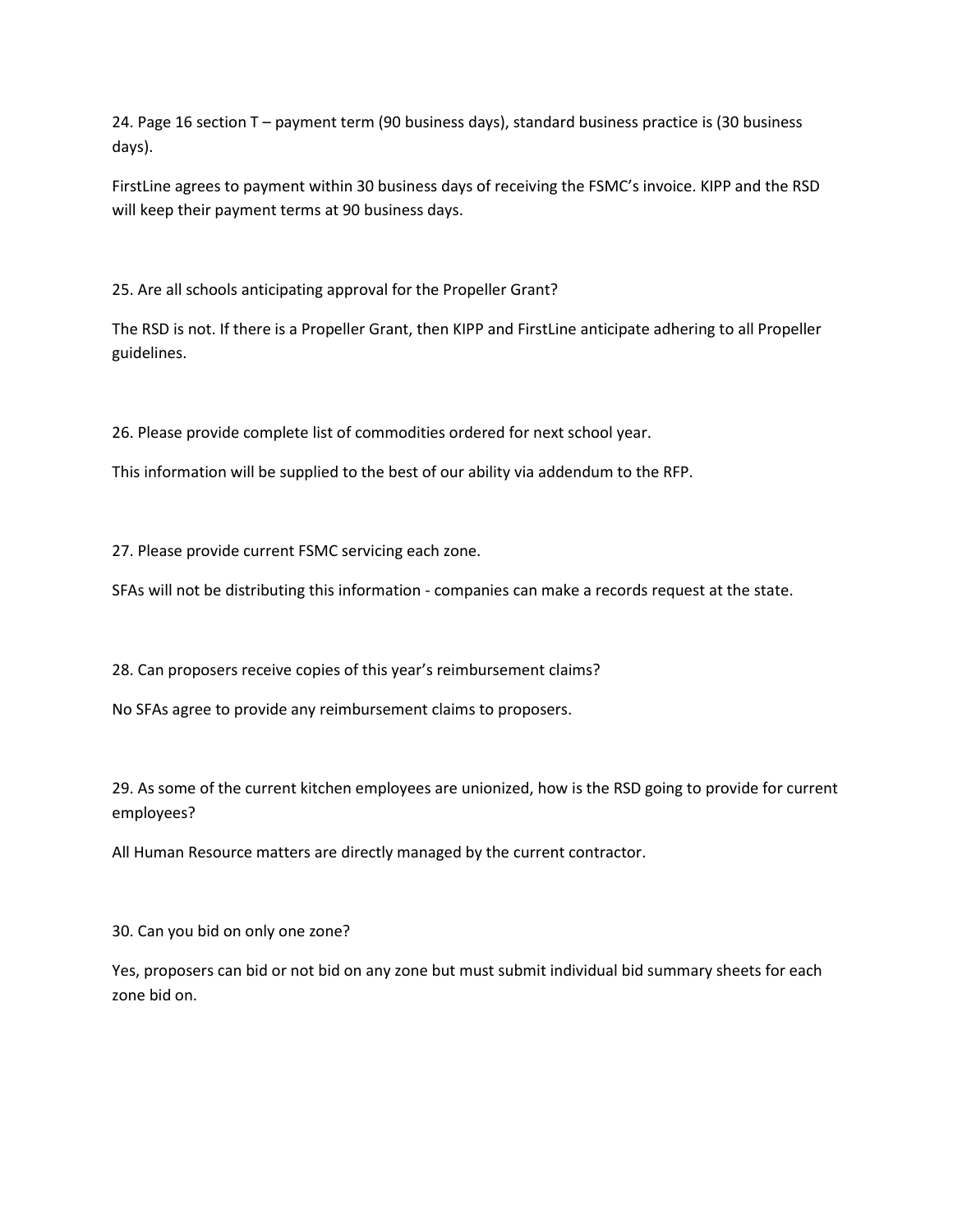24. Page 16 section T – payment term (90 business days), standard business practice is (30 business days).

FirstLine agrees to payment within 30 business days of receiving the FSMC's invoice. KIPP and the RSD will keep their payment terms at 90 business days.

25. Are all schools anticipating approval for the Propeller Grant?

The RSD is not. If there is a Propeller Grant, then KIPP and FirstLine anticipate adhering to all Propeller guidelines.

26. Please provide complete list of commodities ordered for next school year.

This information will be supplied to the best of our ability via addendum to the RFP.

27. Please provide current FSMC servicing each zone.

SFAs will not be distributing this information - companies can make a records request at the state.

28. Can proposers receive copies of this year's reimbursement claims?

No SFAs agree to provide any reimbursement claims to proposers.

29. As some of the current kitchen employees are unionized, how is the RSD going to provide for current employees?

All Human Resource matters are directly managed by the current contractor.

30. Can you bid on only one zone?

Yes, proposers can bid or not bid on any zone but must submit individual bid summary sheets for each zone bid on.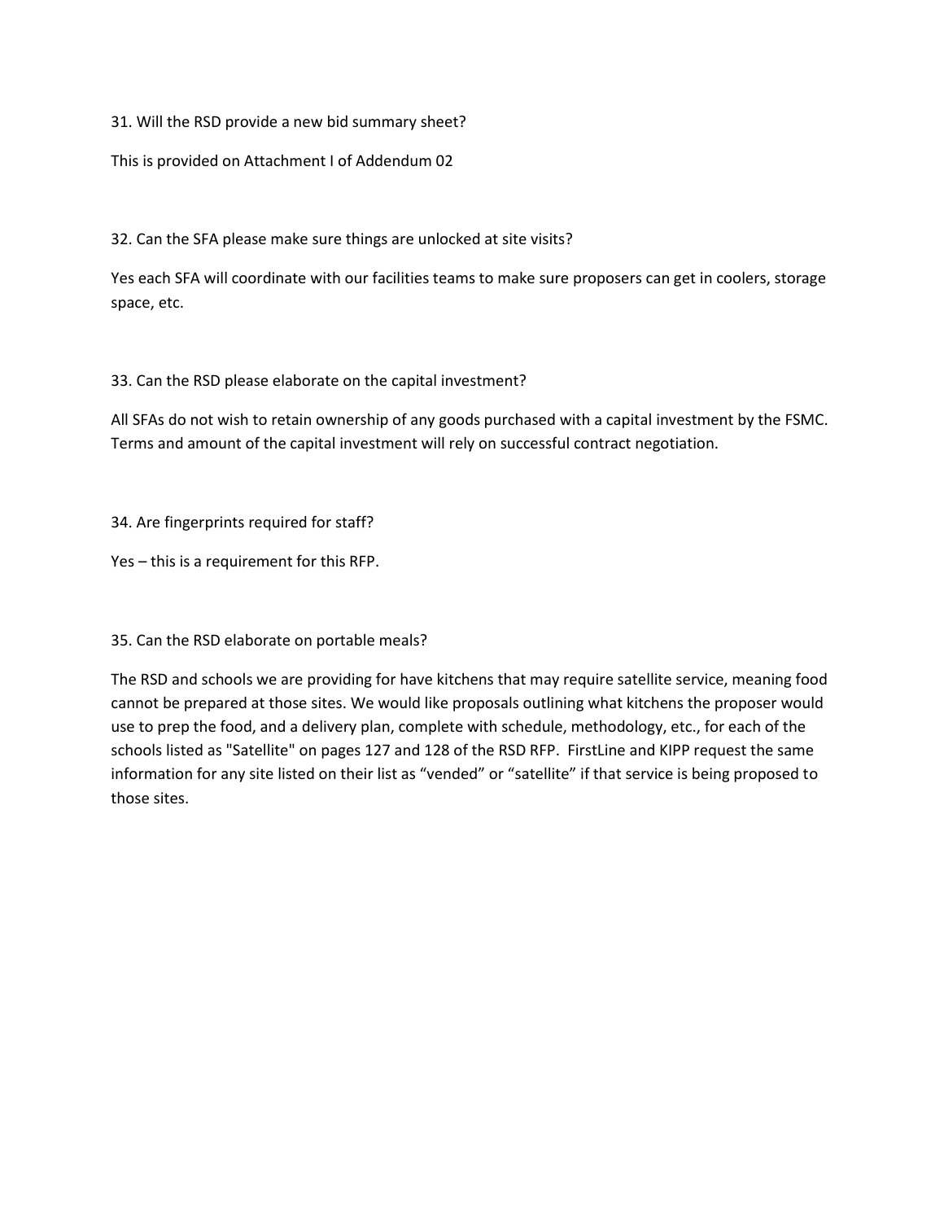31. Will the RSD provide a new bid summary sheet?

This is provided on Attachment I of Addendum 02

32. Can the SFA please make sure things are unlocked at site visits?

Yes each SFA will coordinate with our facilities teams to make sure proposers can get in coolers, storage space, etc.

33. Can the RSD please elaborate on the capital investment?

All SFAs do not wish to retain ownership of any goods purchased with a capital investment by the FSMC. Terms and amount of the capital investment will rely on successful contract negotiation.

34. Are fingerprints required for staff?

Yes – this is a requirement for this RFP.

35. Can the RSD elaborate on portable meals?

The RSD and schools we are providing for have kitchens that may require satellite service, meaning food cannot be prepared at those sites. We would like proposals outlining what kitchens the proposer would use to prep the food, and a delivery plan, complete with schedule, methodology, etc., for each of the schools listed as "Satellite" on pages 127 and 128 of the RSD RFP. FirstLine and KIPP request the same information for any site listed on their list as “vended” or “satellite” if that service is being proposed to those sites.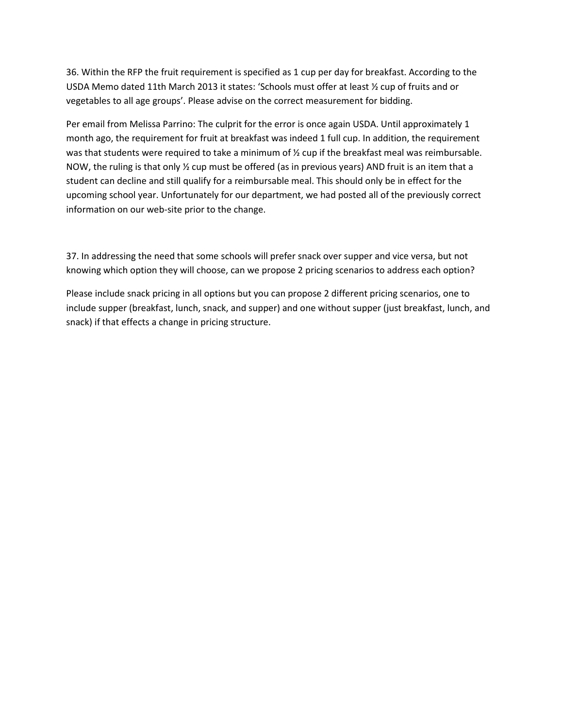36. Within the RFP the fruit requirement is specified as 1 cup per day for breakfast. According to the USDA Memo dated 11th March 2013 it states: 'Schools must offer at least ½ cup of fruits and or vegetables to all age groups'. Please advise on the correct measurement for bidding.

Per email from Melissa Parrino: The culprit for the error is once again USDA. Until approximately 1 month ago, the requirement for fruit at breakfast was indeed 1 full cup. In addition, the requirement was that students were required to take a minimum of ½ cup if the breakfast meal was reimbursable. NOW, the ruling is that only ½ cup must be offered (as in previous years) AND fruit is an item that a student can decline and still qualify for a reimbursable meal. This should only be in effect for the upcoming school year. Unfortunately for our department, we had posted all of the previously correct information on our web-site prior to the change.

37. In addressing the need that some schools will prefer snack over supper and vice versa, but not knowing which option they will choose, can we propose 2 pricing scenarios to address each option?

Please include snack pricing in all options but you can propose 2 different pricing scenarios, one to include supper (breakfast, lunch, snack, and supper) and one without supper (just breakfast, lunch, and snack) if that effects a change in pricing structure.